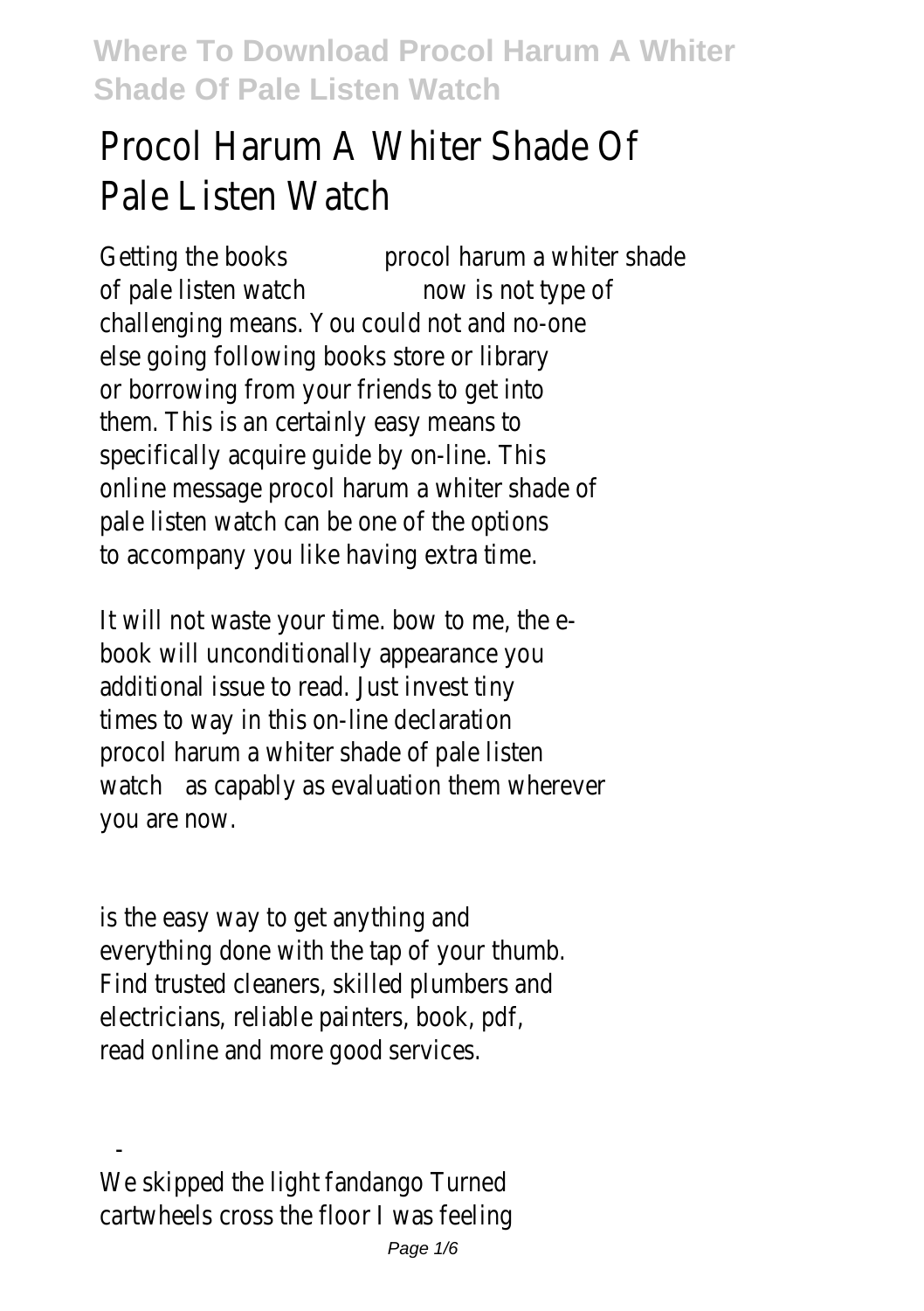# Procol Harum A Whiter Shade Of Pale Listen Watch

Getting the books procol harum a whiter shade of pale listen watch now is not type of challenging means. You could not and no-one else going following books store or library or borrowing from your friends to get into them. This is an certainly easy means to specifically acquire guide by on-line. This online message procol harum a whiter shade of pale listen watch can be one of the options to accompany you like having extra time.

It will not waste your time. bow to me, the e-book will unconditionally appearance you additional issue to read. Just invest tiny times to way in this on-line declaration procol harum a whiter shade of pale listen watch as capably as evaluation them wherever you are now.

is the easy way to get anything and everything done with the tap of your thumb. Find trusted cleaners, skilled plumbers and electricians, reliable painters, book, pdf, read online and more good services.

-

We skipped the light fandango Turned cartwheels cross the floor I was feeling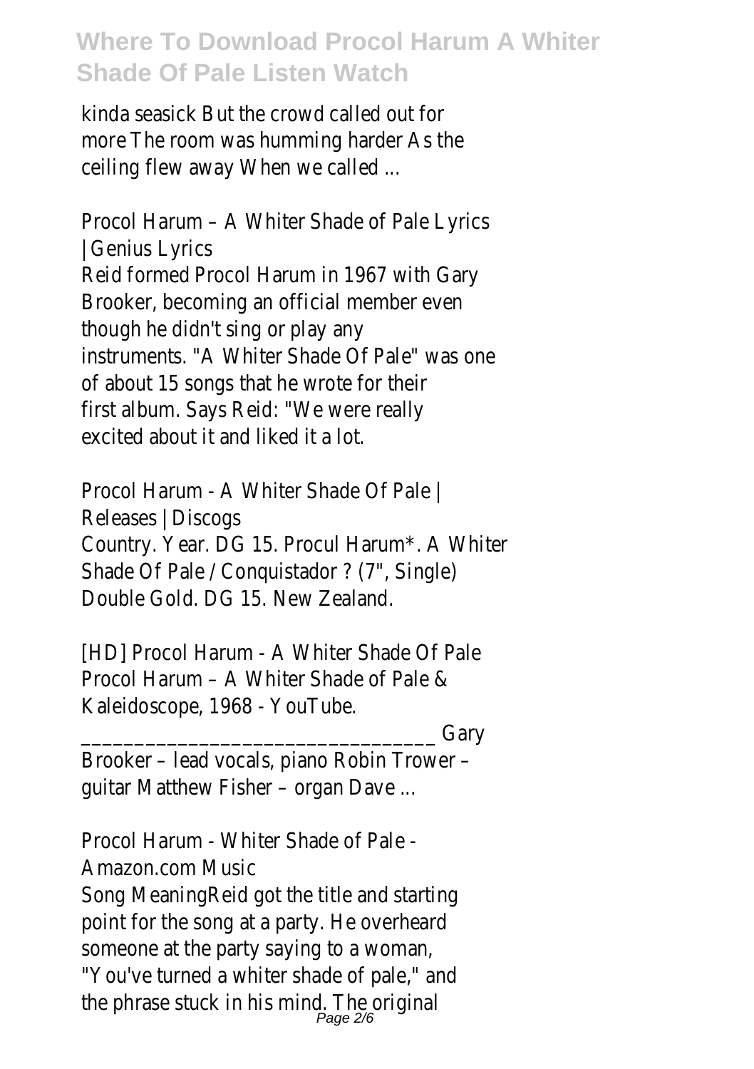kinda seasick But the crowd called out for more The room was humming harder As the ceiling flew away When we called ...

Procol Harum – A Whiter Shade of Pale Lyrics | Genius Lyrics

Reid formed Procol Harum in 1967 with Gary Brooker, becoming an official member even though he didn't sing or play any instruments. "A Whiter Shade Of Pale" was one of about 15 songs that he wrote for their first album. Says Reid: "We were really excited about it and liked it a lot.

Procol Harum - A Whiter Shade Of Pale | Releases | Discogs

Country. Year. DG 15. Procul Harum*. A Whiter Shade Of Pale / Conquistador ? (7", Single) Double Gold. DG 15. New Zealand.

[HD] Procol Harum - A Whiter Shade Of Pale

Procol Harum – A Whiter Shade of Pale & Kaleidoscope, 1968 - YouTube.

_________________________________ Gary Brooker – lead vocals, piano Robin Trower – guitar Matthew Fisher – organ Dave ...

Procol Harum - Whiter Shade of Pale - Amazon.com Music

Song MeaningReid got the title and starting point for the song at a party. He overheard someone at the party saying to a woman, "You've turned a whiter shade of pale," and the phrase stuck in his mind. The original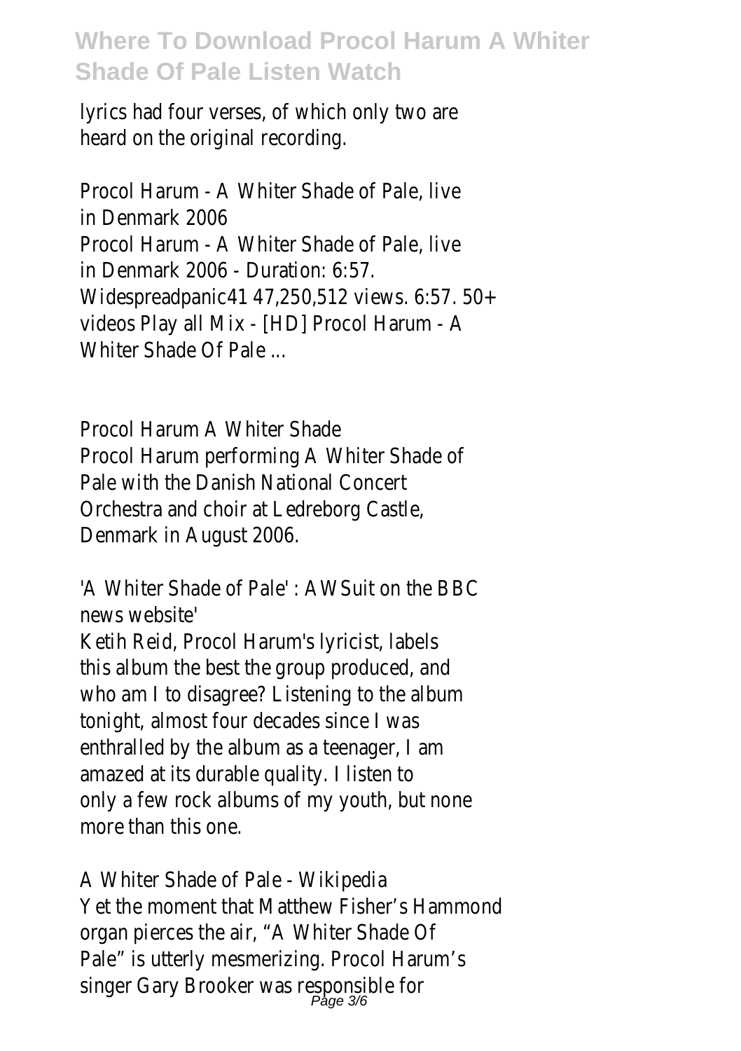lyrics had four verses, of which only two are heard on the original recording.

Procol Harum - A Whiter Shade of Pale, live in Denmark 2006
Procol Harum - A Whiter Shade of Pale, live in Denmark 2006 - Duration: 6:57. Widespreadpanic41 47,250,512 views. 6:57. 50+ videos Play all Mix - [HD] Procol Harum - A Whiter Shade Of Pale ...

Procol Harum A Whiter Shade
Procol Harum performing A Whiter Shade of Pale with the Danish National Concert Orchestra and choir at Ledreborg Castle, Denmark in August 2006.

'A Whiter Shade of Pale' : AWSuit on the BBC news website'
Ketih Reid, Procol Harum's lyricist, labels this album the best the group produced, and who am I to disagree? Listening to the album tonight, almost four decades since I was enthralled by the album as a teenager, I am amazed at its durable quality. I listen to only a few rock albums of my youth, but none more than this one.

A Whiter Shade of Pale - Wikipedia
Yet the moment that Matthew Fisher's Hammond organ pierces the air, "A Whiter Shade Of Pale" is utterly mesmerizing. Procol Harum's singer Gary Brooker was responsible for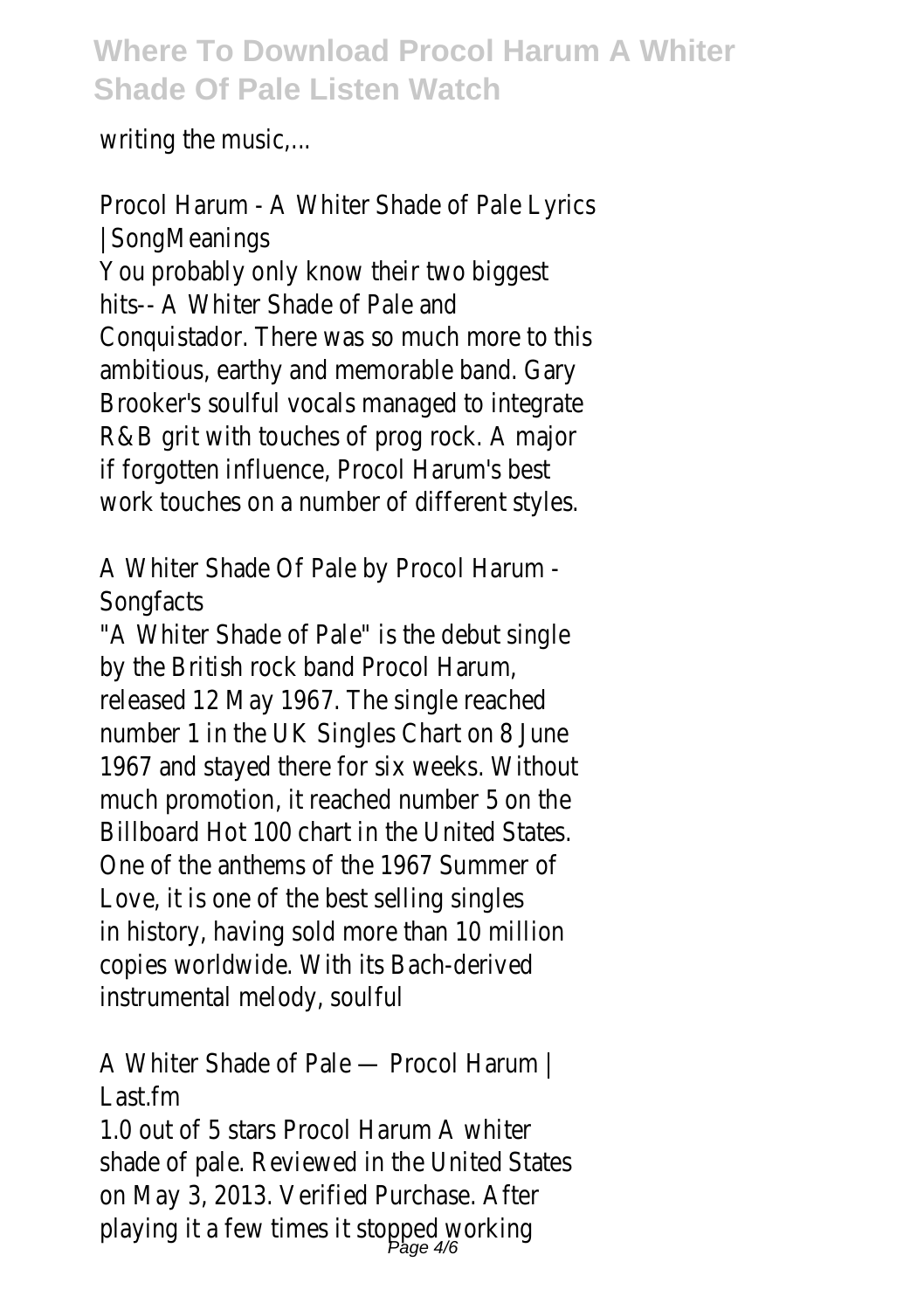writing the music,...

Procol Harum - A Whiter Shade of Pale Lyrics | SongMeanings

You probably only know their two biggest hits-- A Whiter Shade of Pale and Conquistador. There was so much more to this ambitious, earthy and memorable band. Gary Brooker's soulful vocals managed to integrate R&B grit with touches of prog rock. A major if forgotten influence, Procol Harum's best work touches on a number of different styles.

A Whiter Shade Of Pale by Procol Harum - Songfacts

"A Whiter Shade of Pale" is the debut single by the British rock band Procol Harum, released 12 May 1967. The single reached number 1 in the UK Singles Chart on 8 June 1967 and stayed there for six weeks. Without much promotion, it reached number 5 on the Billboard Hot 100 chart in the United States. One of the anthems of the 1967 Summer of Love, it is one of the best selling singles in history, having sold more than 10 million copies worldwide. With its Bach-derived instrumental melody, soulful

A Whiter Shade of Pale — Procol Harum | Last.fm

1.0 out of 5 stars Procol Harum A whiter shade of pale. Reviewed in the United States on May 3, 2013. Verified Purchase. After playing it a few times it stopped working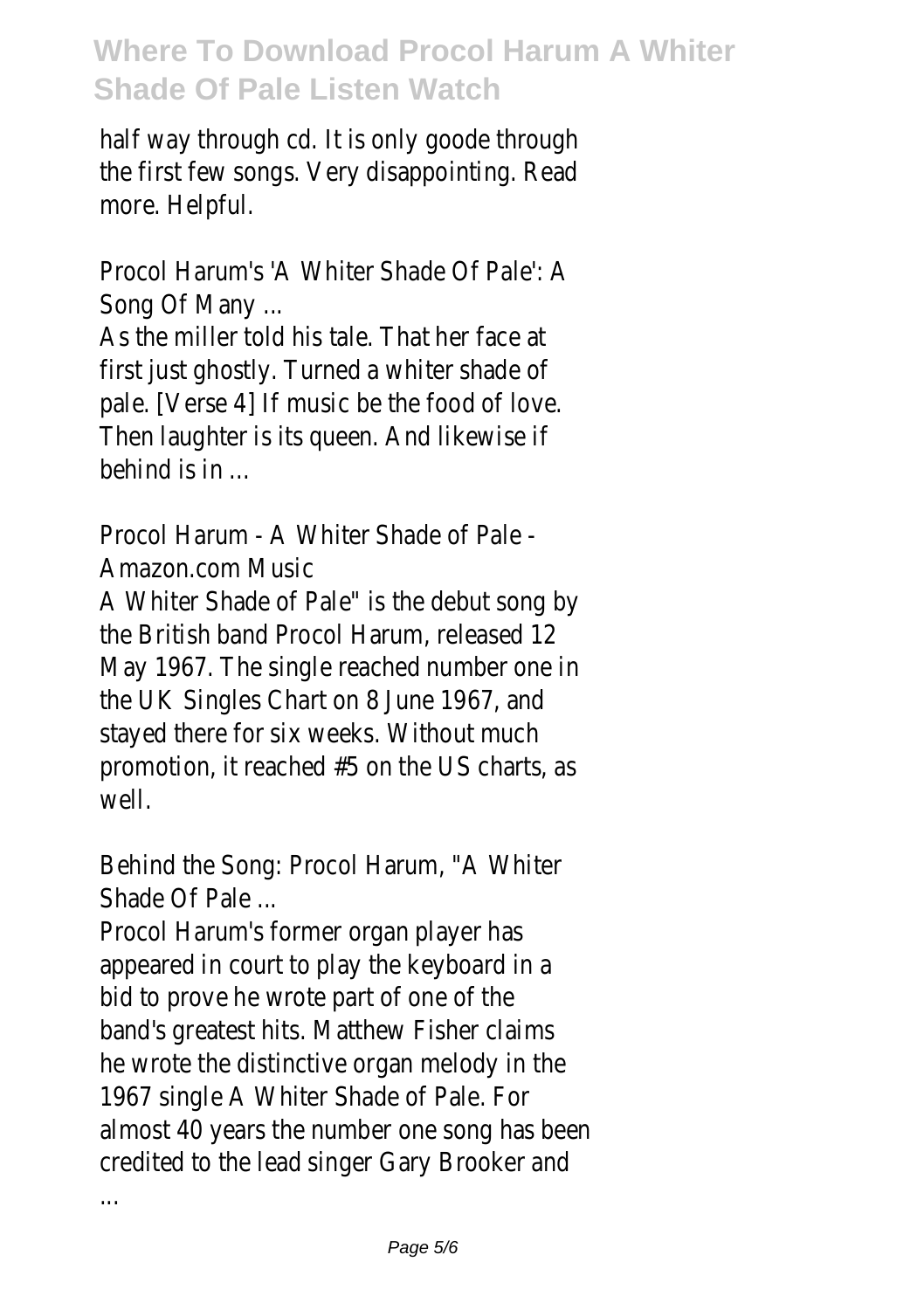half way through cd. It is only goode through the first few songs. Very disappointing. Read more. Helpful.

Procol Harum's 'A Whiter Shade Of Pale': A Song Of Many ...

As the miller told his tale. That her face at first just ghostly. Turned a whiter shade of pale. [Verse 4] If music be the food of love. Then laughter is its queen. And likewise if behind is in ...

Procol Harum - A Whiter Shade of Pale - Amazon.com Music

A Whiter Shade of Pale" is the debut song by the British band Procol Harum, released 12 May 1967. The single reached number one in the UK Singles Chart on 8 June 1967, and stayed there for six weeks. Without much promotion, it reached #5 on the US charts, as well.

Behind the Song: Procol Harum, "A Whiter Shade Of Pale ...

Procol Harum's former organ player has appeared in court to play the keyboard in a bid to prove he wrote part of one of the band's greatest hits. Matthew Fisher claims he wrote the distinctive organ melody in the 1967 single A Whiter Shade of Pale. For almost 40 years the number one song has been credited to the lead singer Gary Brooker and ...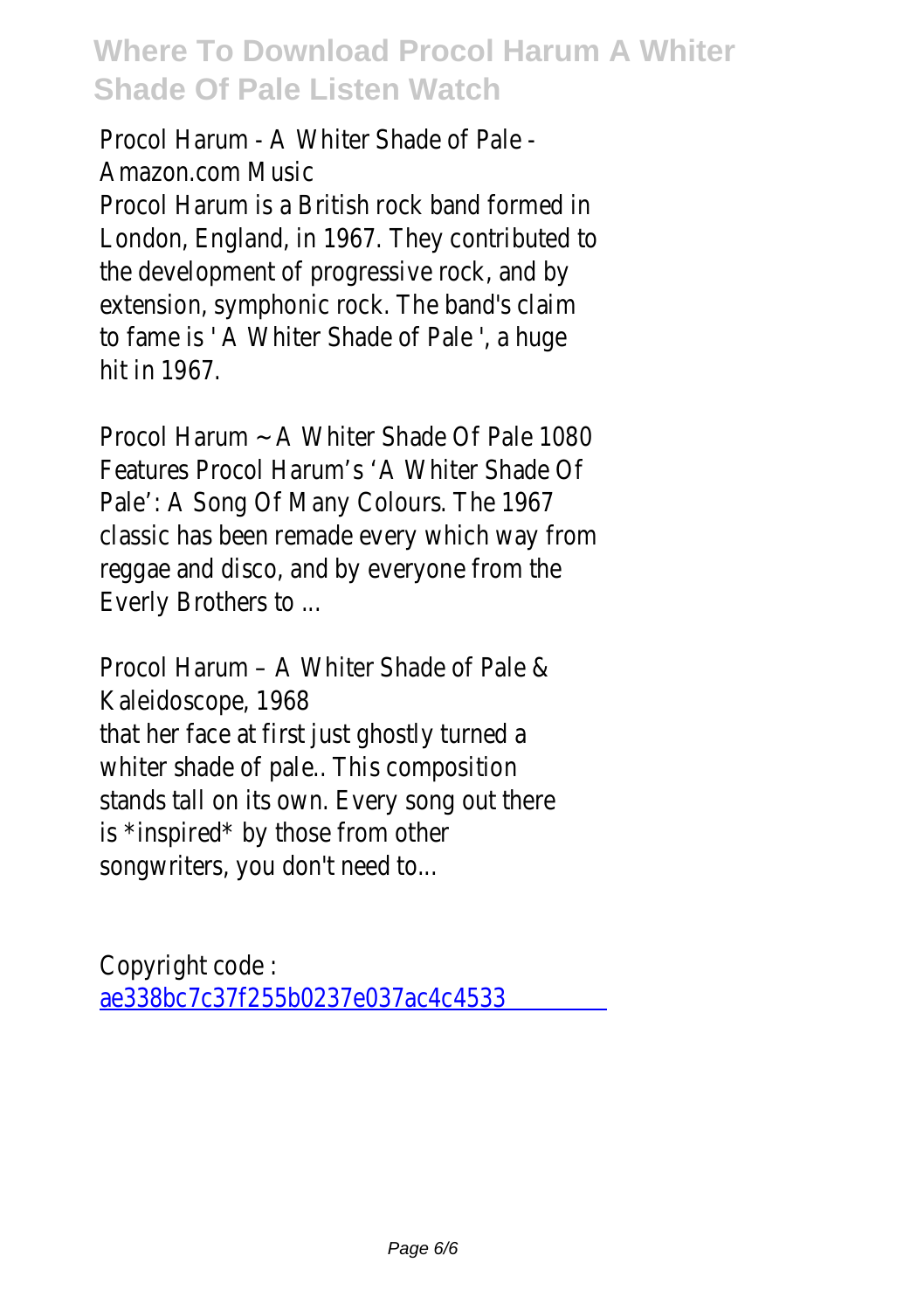Procol Harum - A Whiter Shade of Pale - Amazon.com Music

Procol Harum is a British rock band formed in London, England, in 1967. They contributed to the development of progressive rock, and by extension, symphonic rock. The band's claim to fame is ' A Whiter Shade of Pale ', a huge hit in 1967.

Procol Harum ~ A Whiter Shade Of Pale 1080

Features Procol Harum's 'A Whiter Shade Of Pale': A Song Of Many Colours. The 1967 classic has been remade every which way from reggae and disco, and by everyone from the Everly Brothers to ...

Procol Harum – A Whiter Shade of Pale & Kaleidoscope, 1968

that her face at first just ghostly turned a whiter shade of pale.. This composition stands tall on its own. Every song out there is *inspired* by those from other songwriters, you don't need to...

Copyright code : [ae338bc7c37f255b0237e037ac4c4533](ae338bc7c37f255b0237e037ac4c4533)